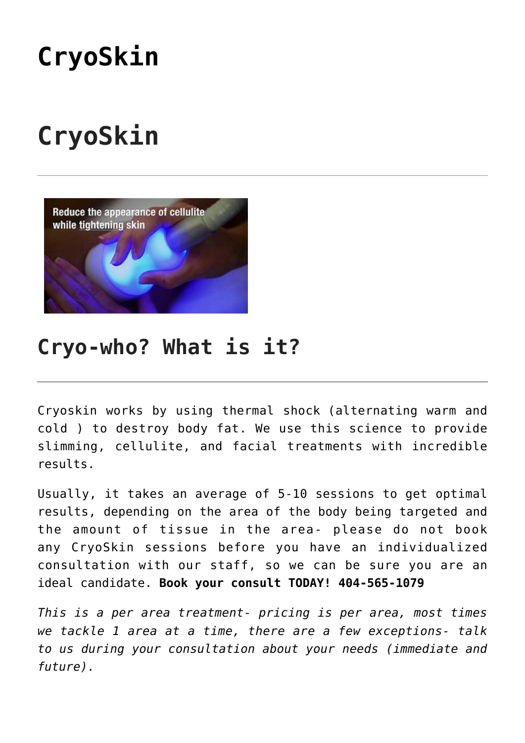# CryoSkin

# CryoSkin

---

## Cryo-who? What is it?

---

Cryoskin works by using thermal shock (alternating warm and cold ) to destroy body fat. We use this science to provide slimming, cellulite, and facial treatments with incredible results.

Usually, it takes an average of 5-10 sessions to get optimal results, depending on the area of the body being targeted and the amount of tissue in the area- please do not book any CryoSkin sessions before you have an individualized consultation with our staff, so we can be sure you are an ideal candidate. **Book your consult TODAY! 404-565-1079**

*This is a per area treatment- pricing is per area, most times we tackle 1 area at a time, there are a few exceptions- talk to us during your consultation about your needs (immediate and future).*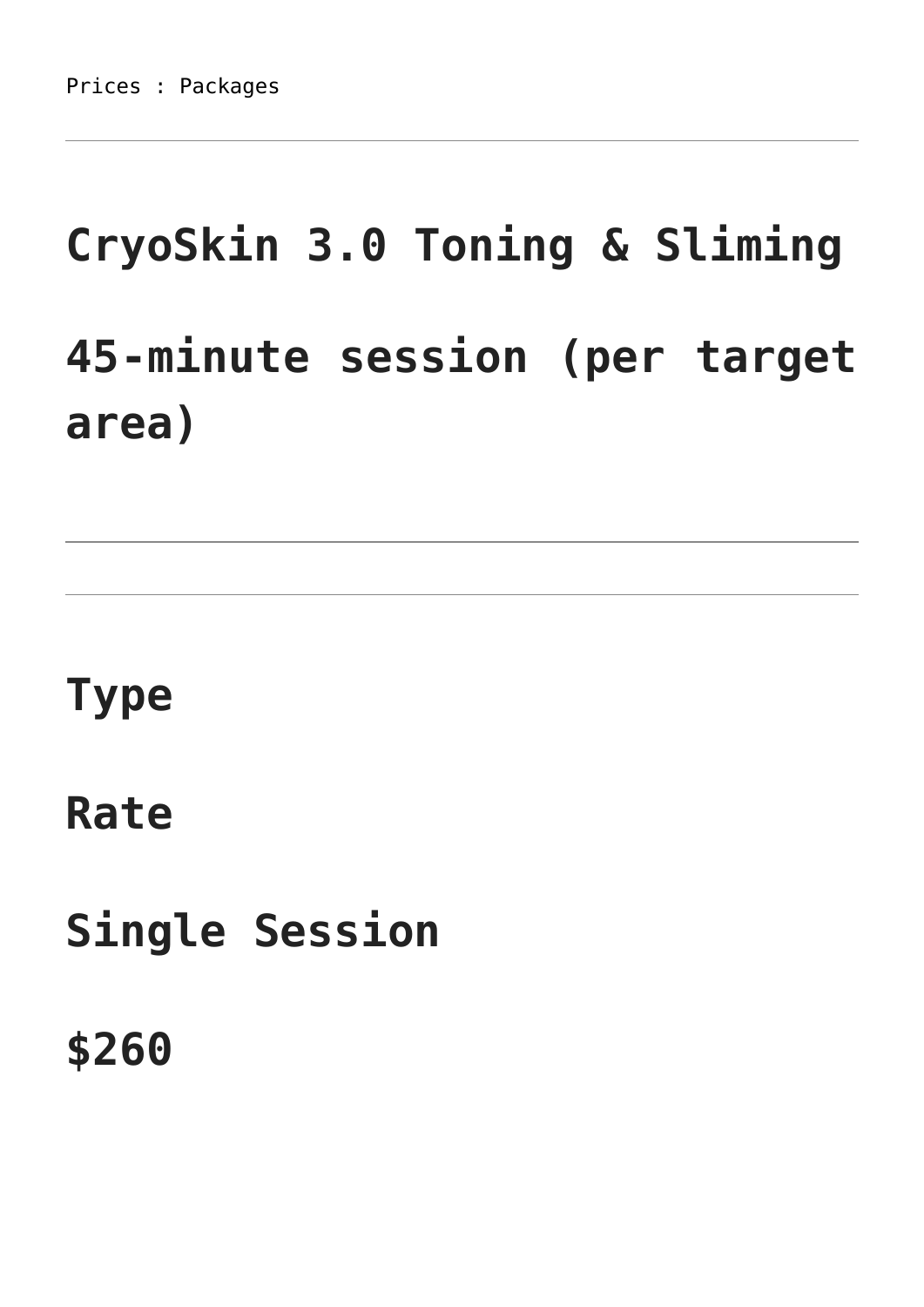Prices : Packages

---

## CryoSkin 3.0 Toning & Sliming

## 45-minute session (per target area)

---

| Type | Rate |
| --- | --- |
| Single Session | $260 |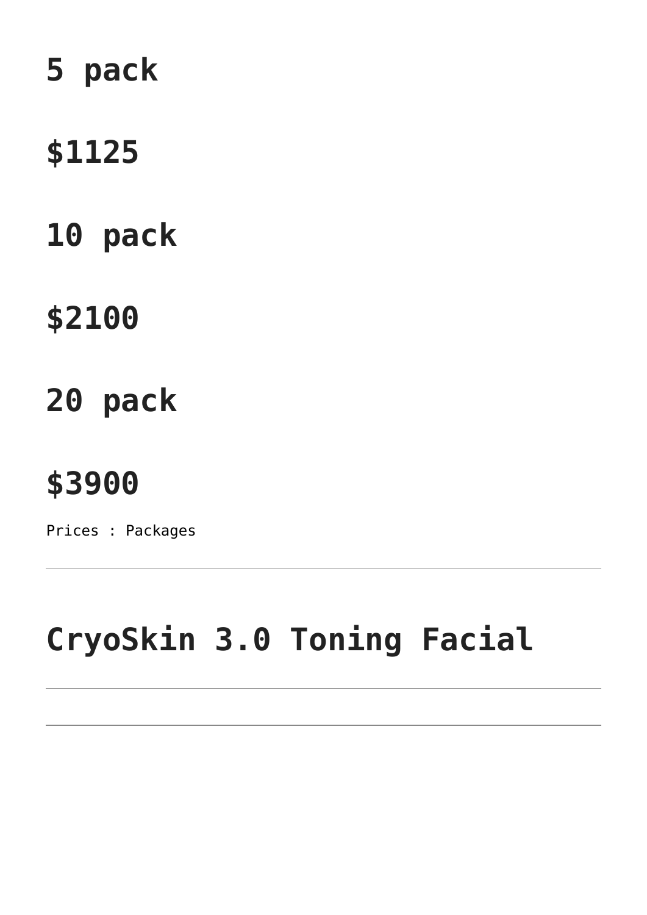## 5 pack

## $1125

## 10 pack

## $2100

## 20 pack

## $3900

Prices : Packages

---

# CryoSkin 3.0 Toning Facial

---

---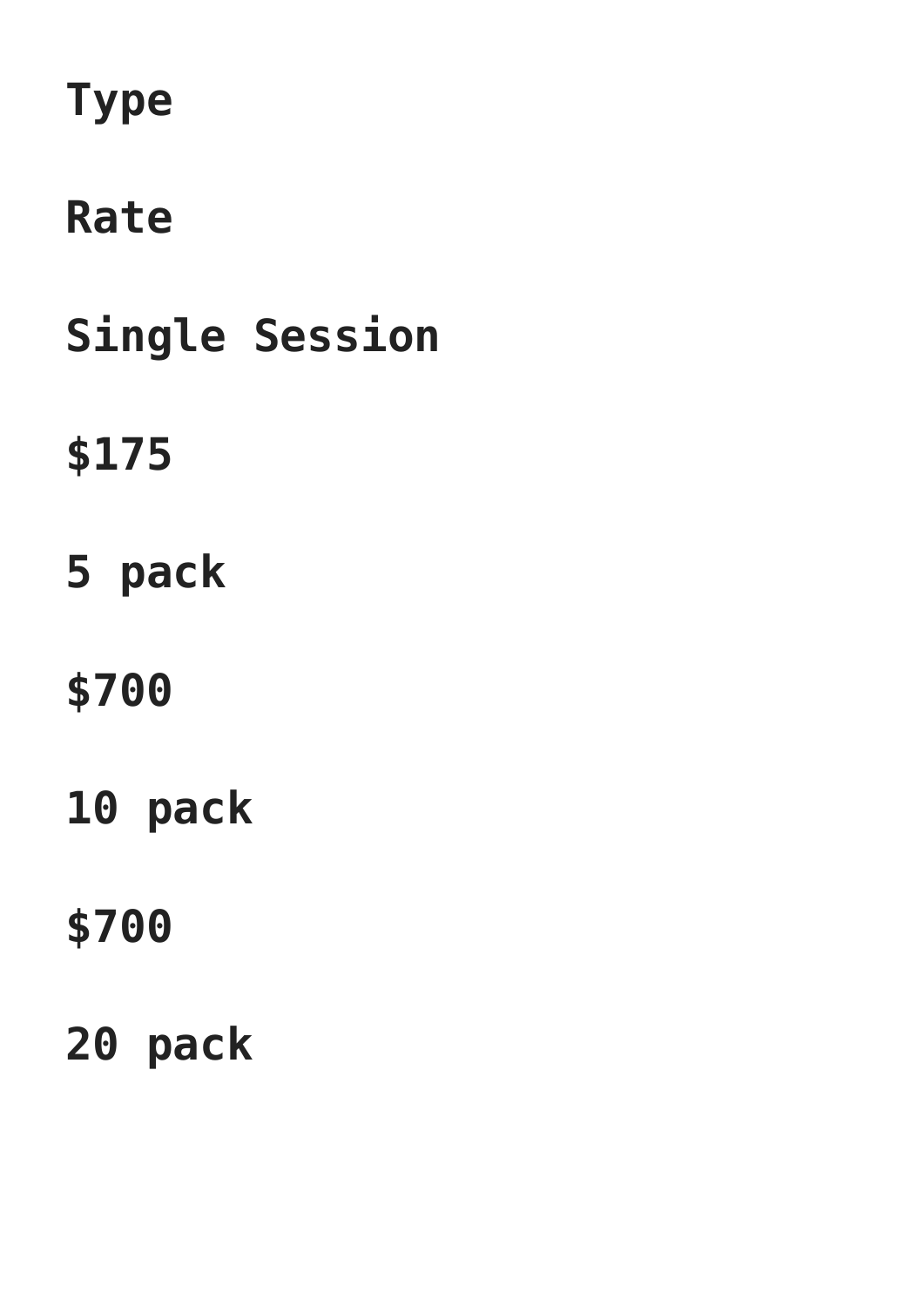**Type**

**Rate**

**Single Session**

**$175**

**5 pack**

**$700**

**10 pack**

**$700**

**20 pack**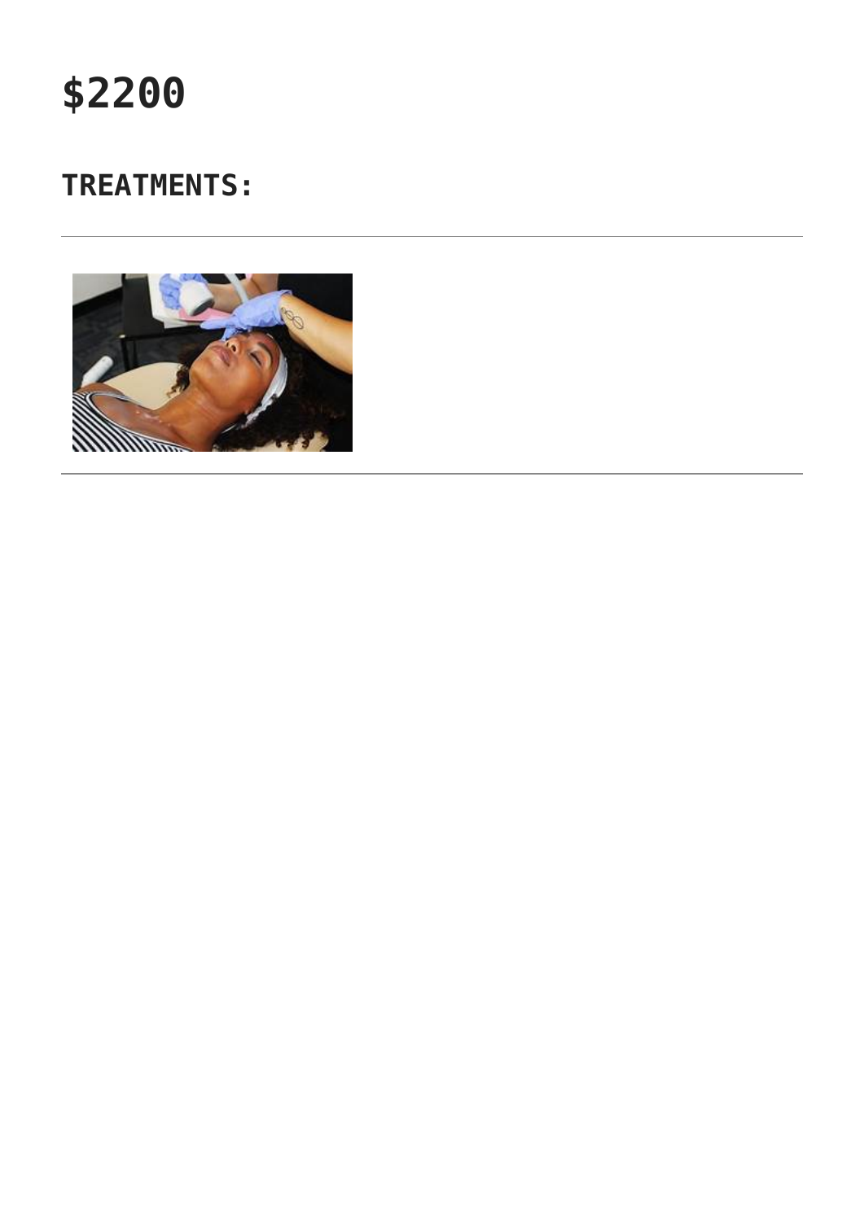# $2200

## TREATMENTS:

---

---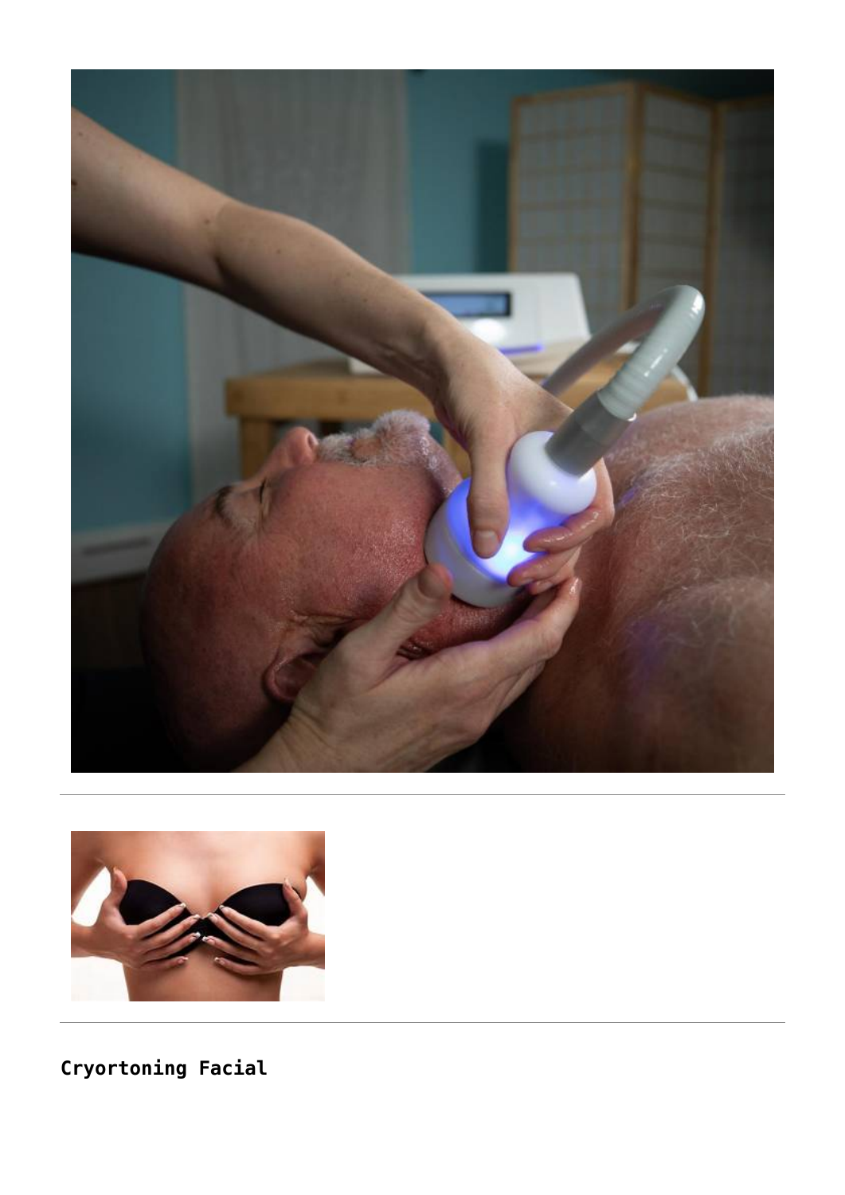**Cryortoning Facial**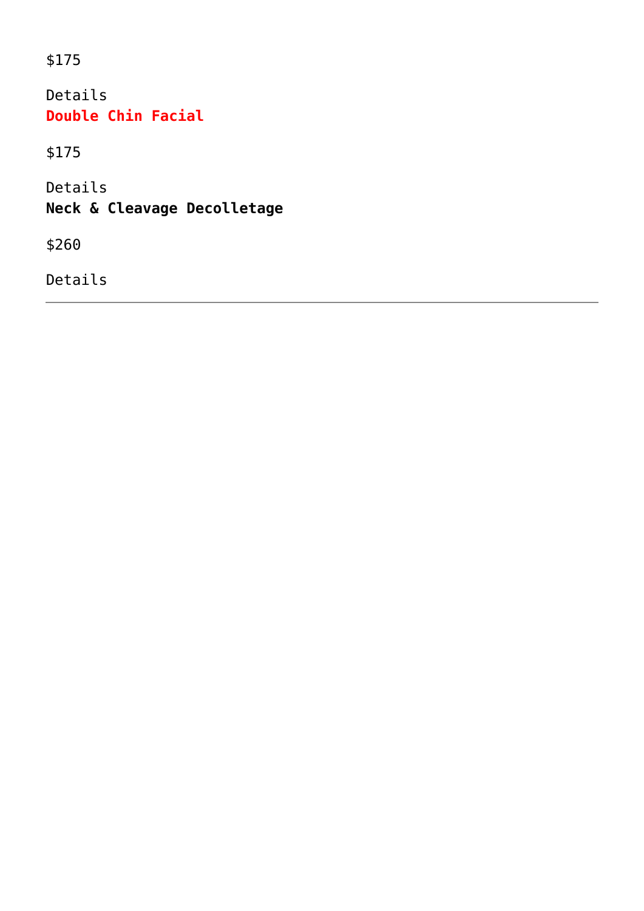$175

Details

**Double Chin Facial**

$175

Details

**Neck & Cleavage Decolletage**

$260

Details

---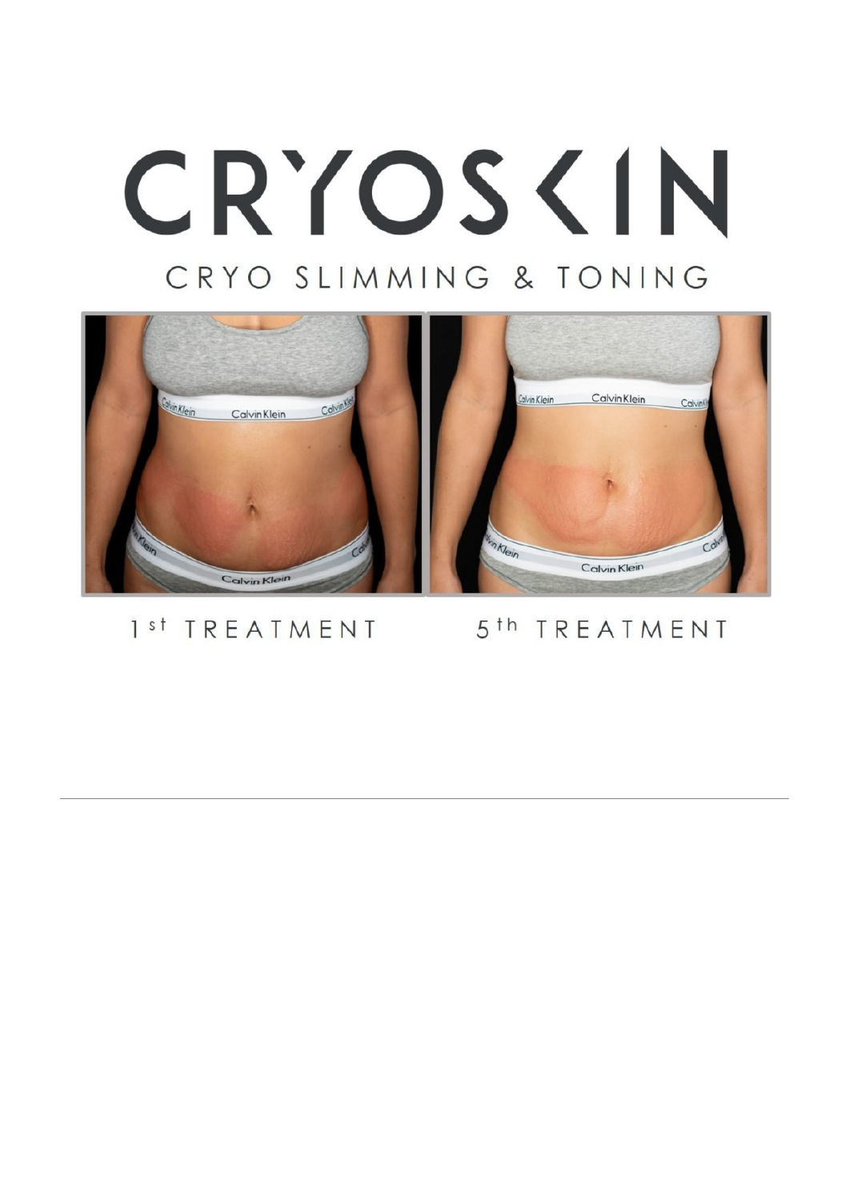# CRYOSKIN

CRYO SLIMMING & TONING

1st TREATMENT

5th TREATMENT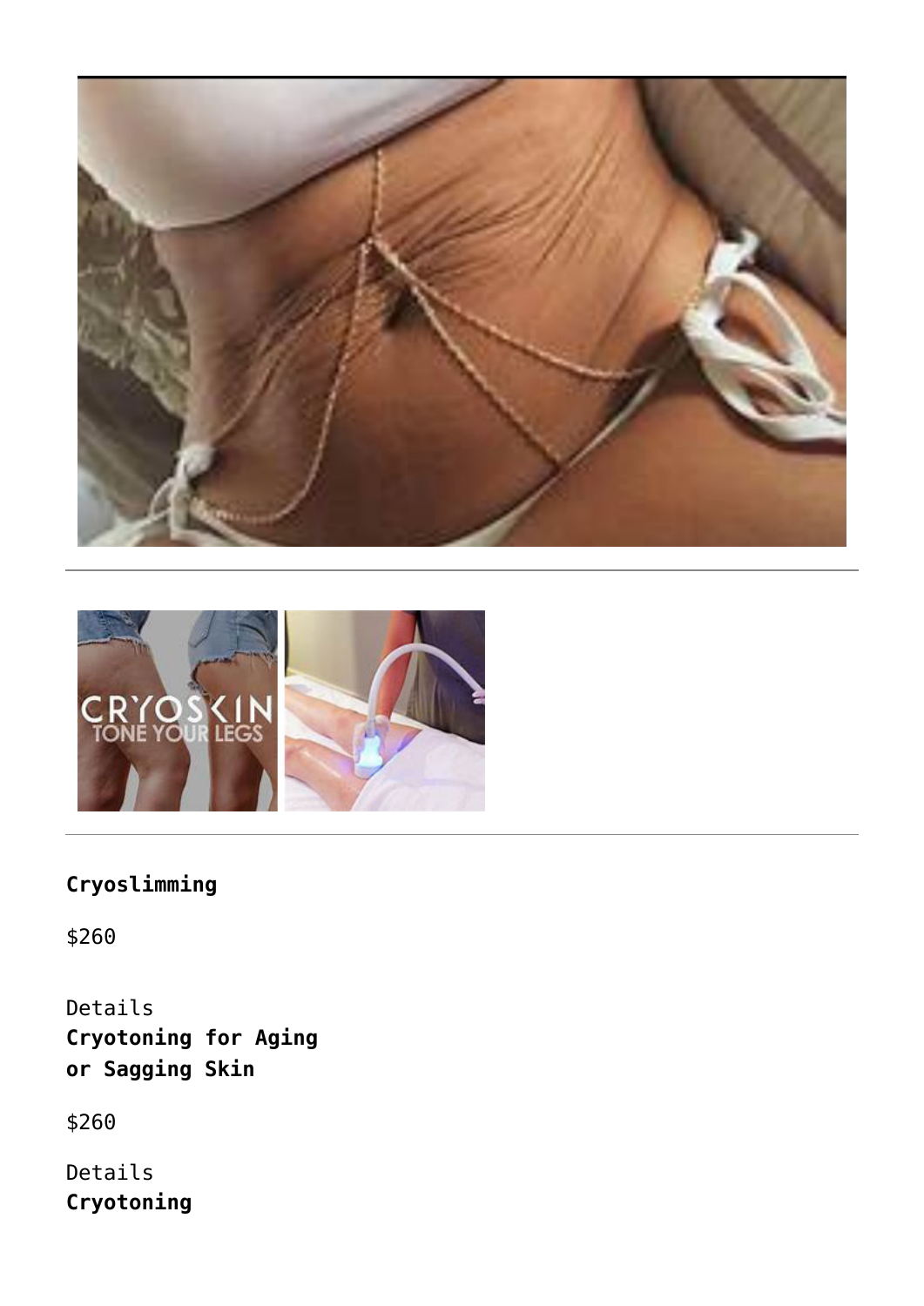**Cryoslimming**

$260

Details

**Cryotoning for Aging or Sagging Skin**

$260

Details

**Cryotoning**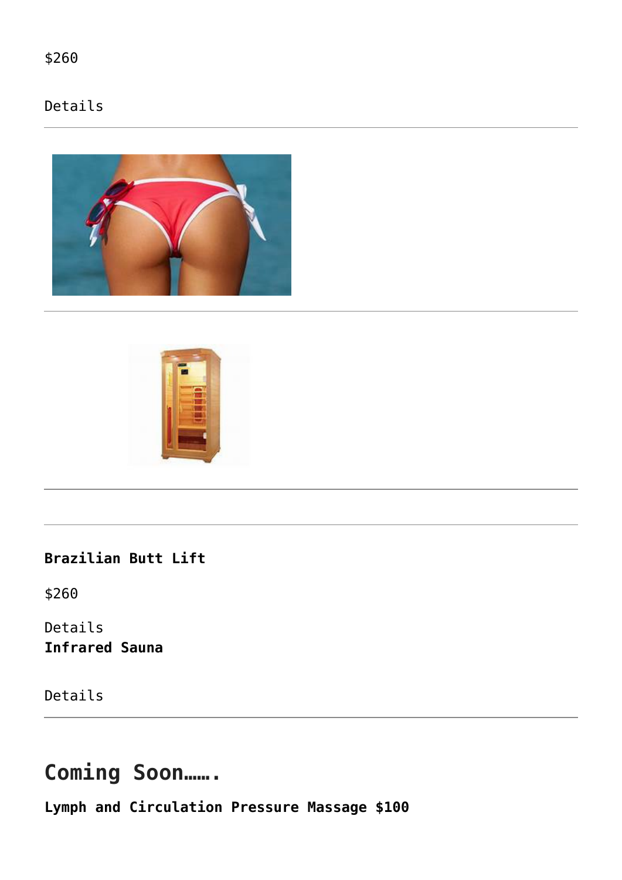$260

Details

---

---

---

---

**Brazilian Butt Lift**

$260

Details
**Infrared Sauna**

Details

---

## Coming Soon…….

**Lymph and Circulation Pressure Massage $100**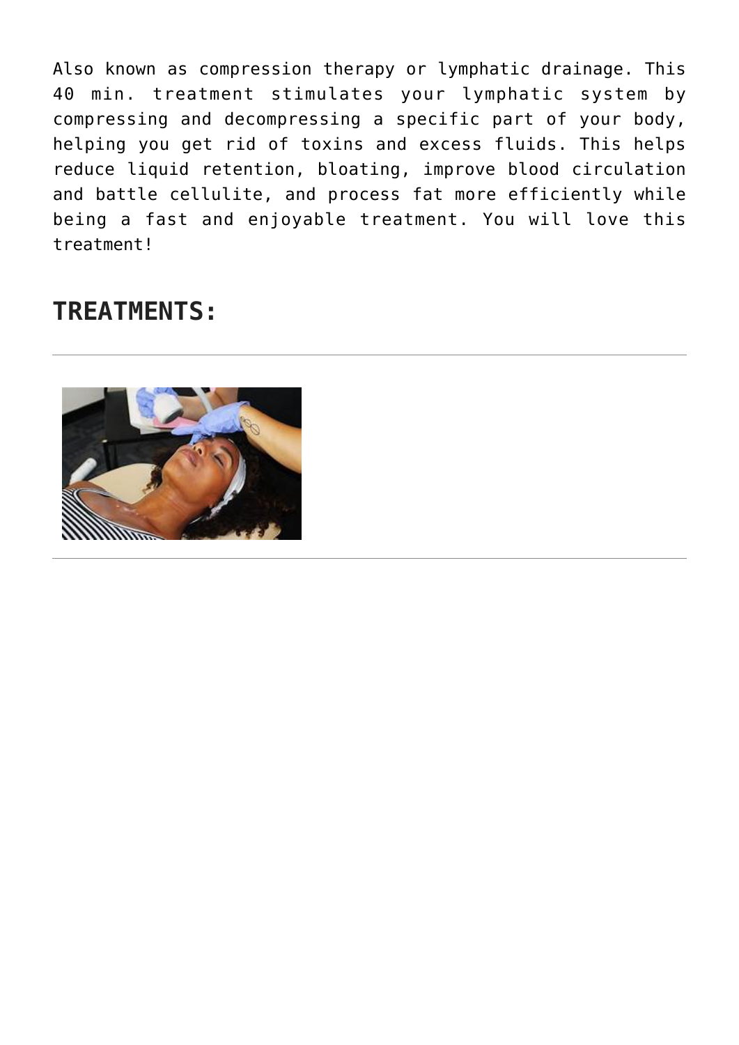Also known as compression therapy or lymphatic drainage. This 40 min. treatment stimulates your lymphatic system by compressing and decompressing a specific part of your body, helping you get rid of toxins and excess fluids. This helps reduce liquid retention, bloating, improve blood circulation and battle cellulite, and process fat more efficiently while being a fast and enjoyable treatment. You will love this treatment!

## TREATMENTS:

---

---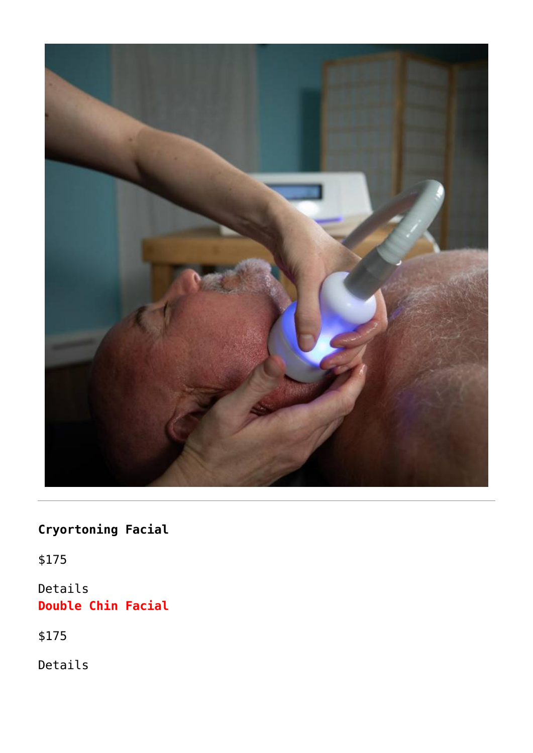**Cryortoning Facial**

$175

Details

**Double Chin Facial**

$175

Details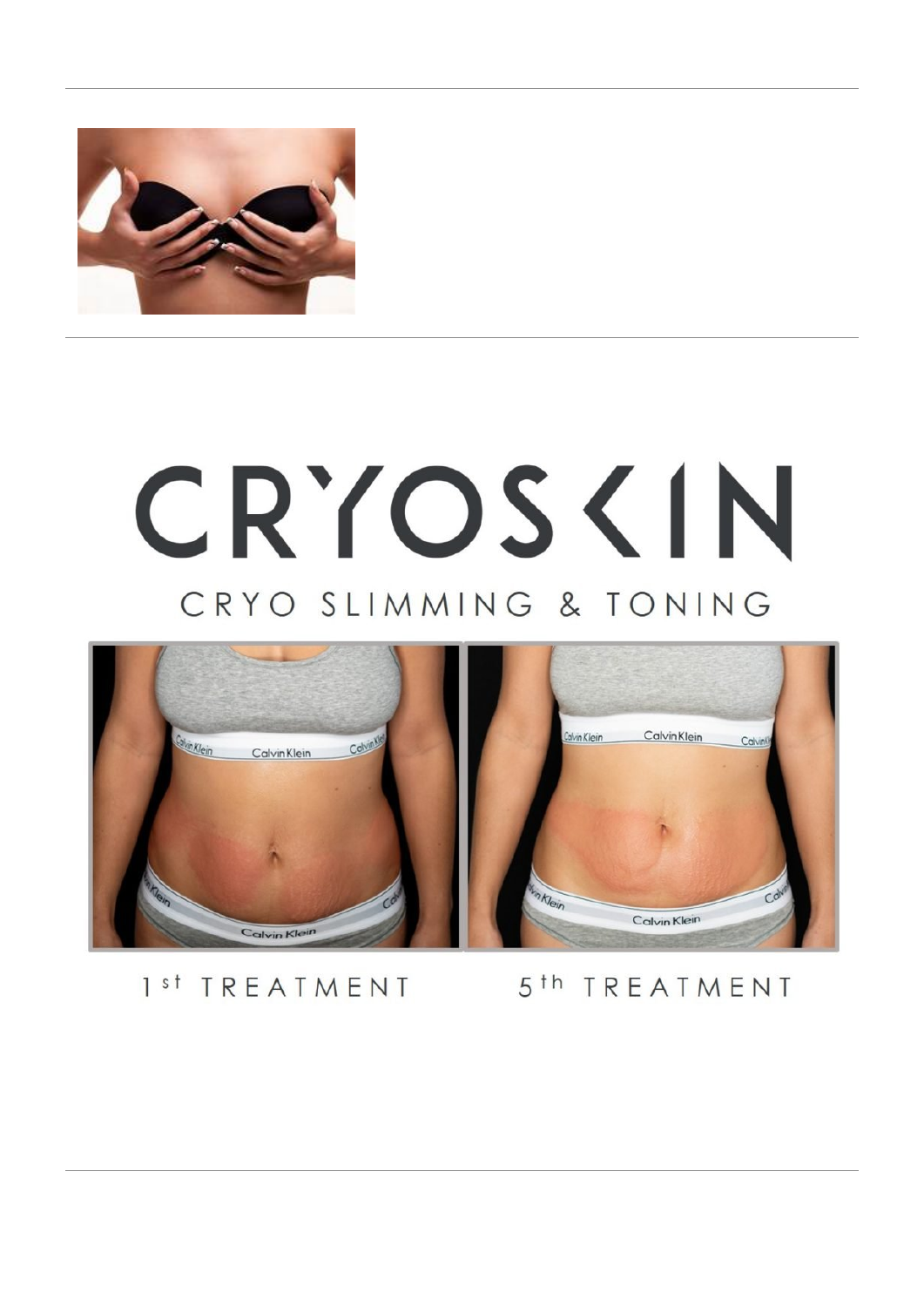# CRYOSKIN

CRYO SLIMMING & TONING

1st TREATMENT

5th TREATMENT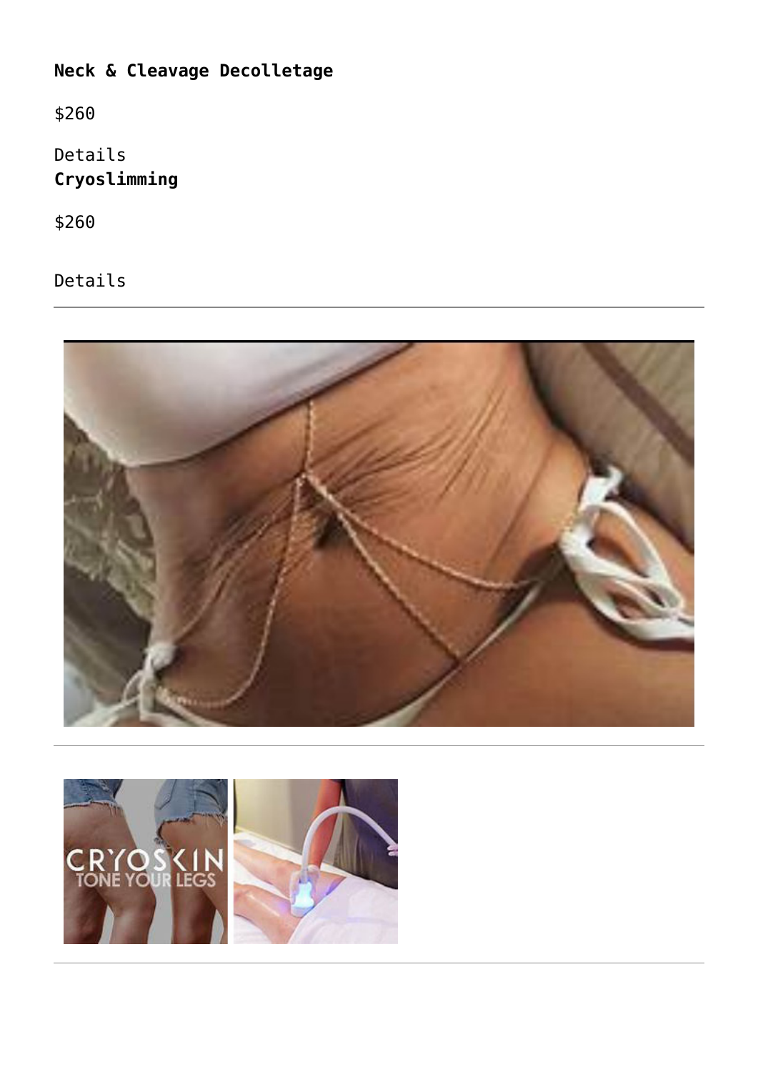**Neck & Cleavage Decolletage**

$260

Details

**Cryoslimming**

$260

Details

---

---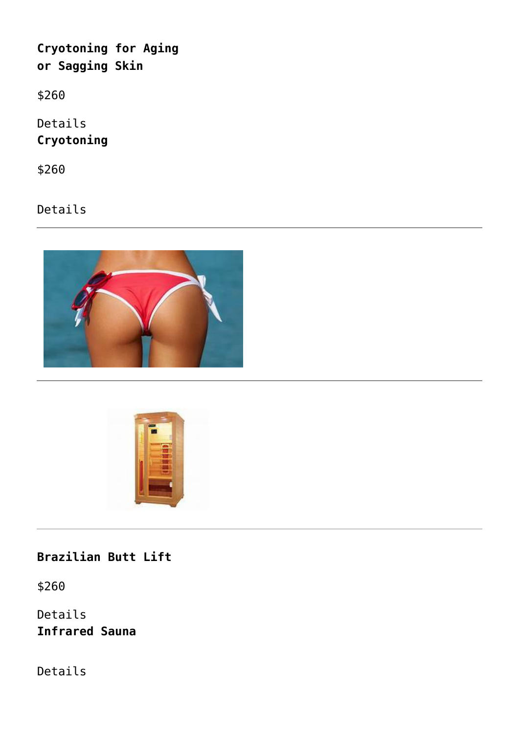**Cryotoning for Aging or Sagging Skin**

$260

Details

**Cryotoning**

$260

Details

---

---

---

**Brazilian Butt Lift**

$260

Details

**Infrared Sauna**

Details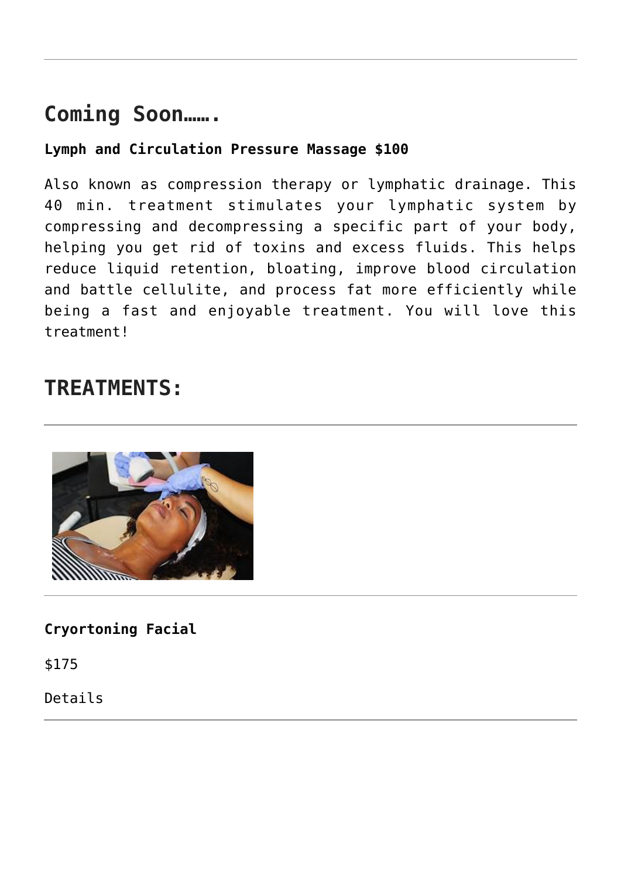## Coming Soon…….

**Lymph and Circulation Pressure Massage $100**

Also known as compression therapy or lymphatic drainage. This 40 min. treatment stimulates your lymphatic system by compressing and decompressing a specific part of your body, helping you get rid of toxins and excess fluids. This helps reduce liquid retention, bloating, improve blood circulation and battle cellulite, and process fat more efficiently while being a fast and enjoyable treatment. You will love this treatment!

## TREATMENTS:

---

---

**Cryortoning Facial**

$175

Details

---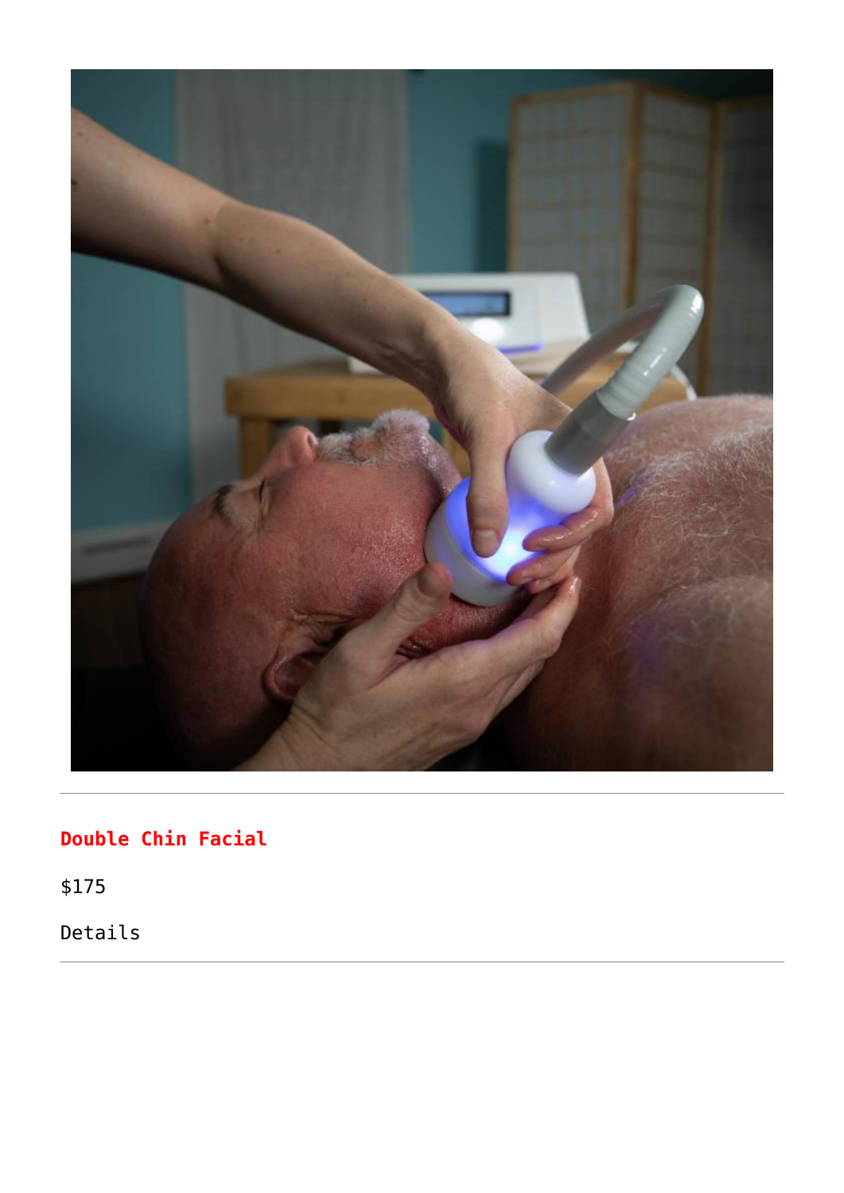### Double Chin Facial

$175

Details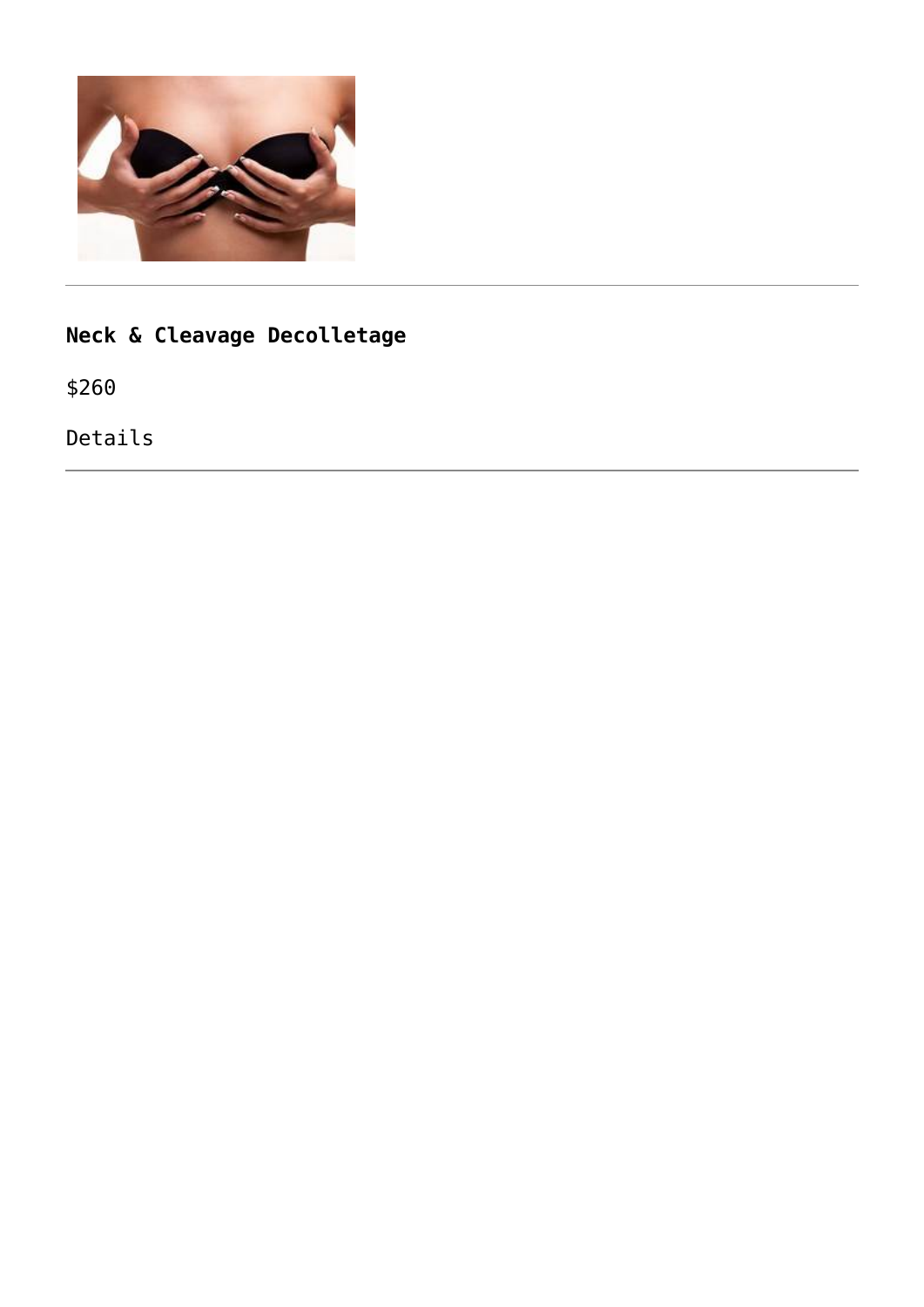---

### Neck & Cleavage Decolletage

$260

Details

---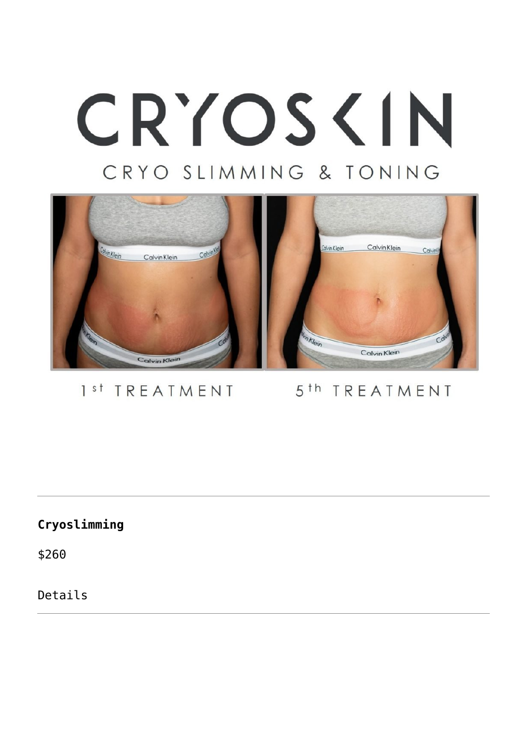CRYOSKIN

CRYO SLIMMING & TONING

1st TREATMENT 5th TREATMENT

---

**Cryoslimming**

$260

Details

---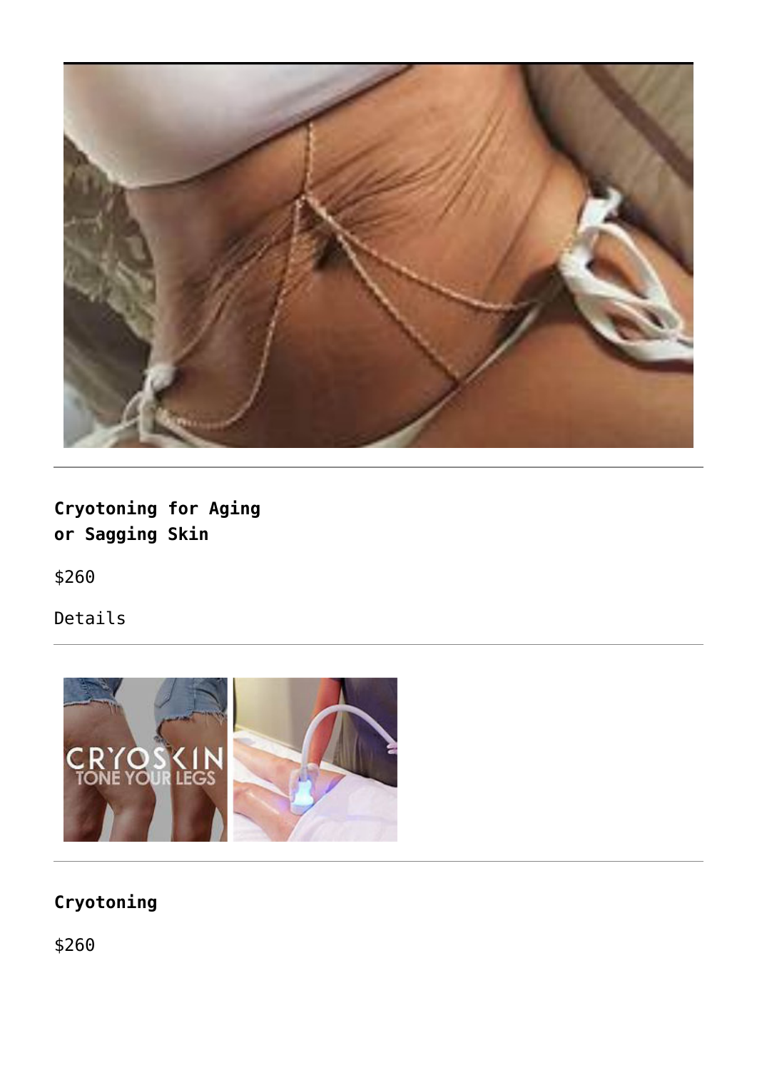**Cryotoning for Aging or Sagging Skin**

$260

Details

**Cryotoning**

$260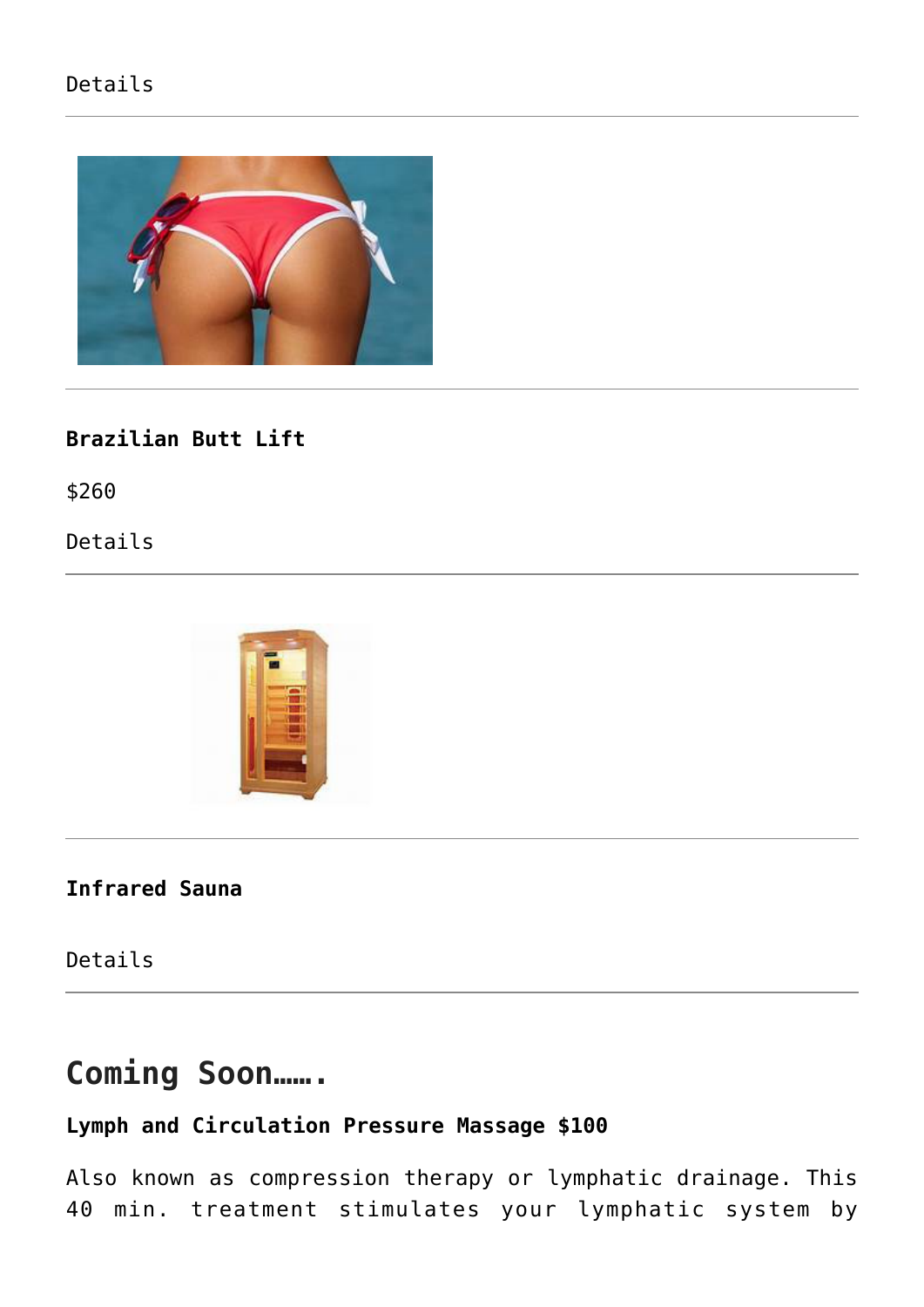Details

---

---

**Brazilian Butt Lift**

$260

Details

---

---

**Infrared Sauna**

Details

---

## Coming Soon…….

**Lymph and Circulation Pressure Massage $100**

Also known as compression therapy or lymphatic drainage. This 40 min. treatment stimulates your lymphatic system by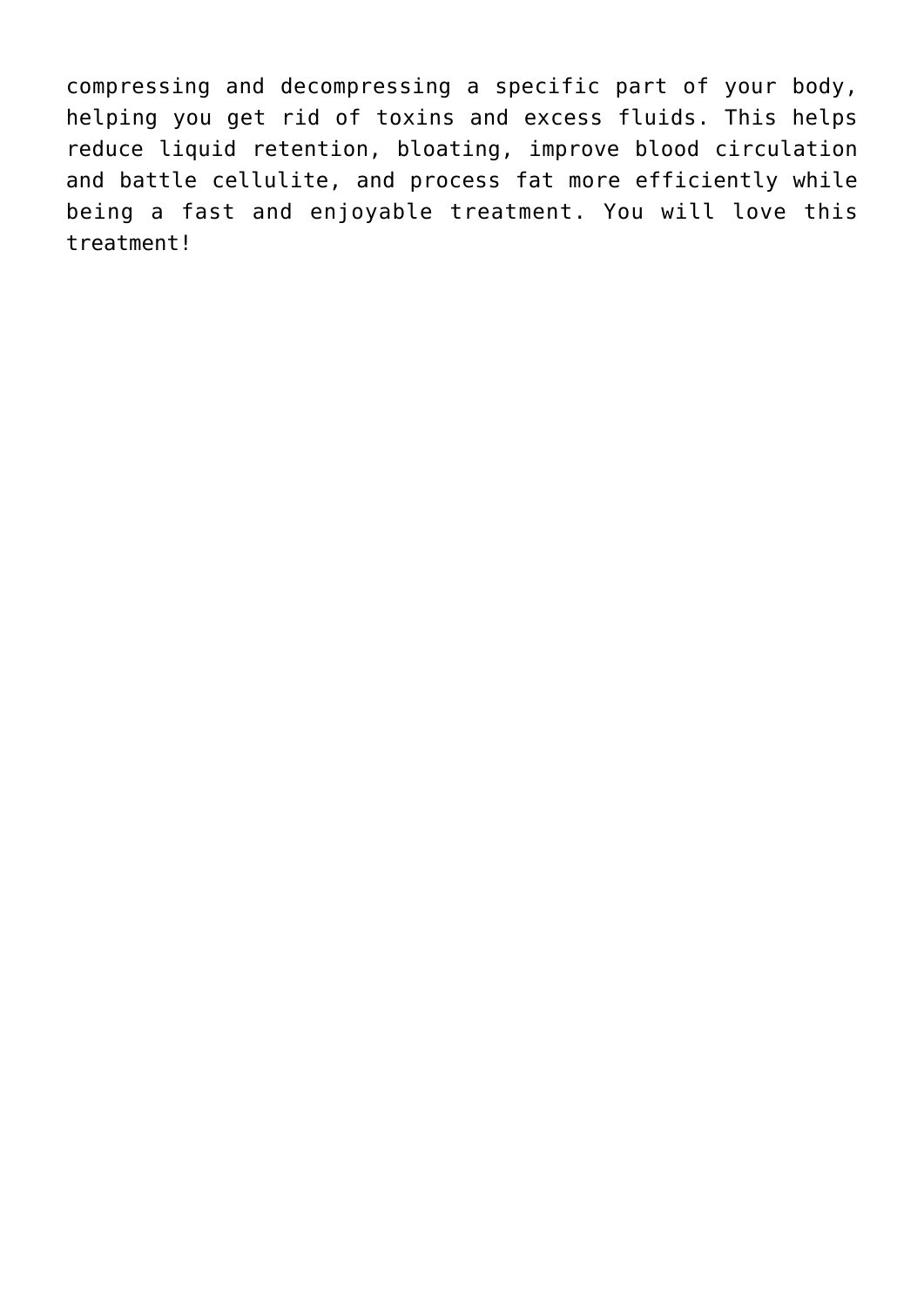compressing and decompressing a specific part of your body, helping you get rid of toxins and excess fluids. This helps reduce liquid retention, bloating, improve blood circulation and battle cellulite, and process fat more efficiently while being a fast and enjoyable treatment. You will love this treatment!